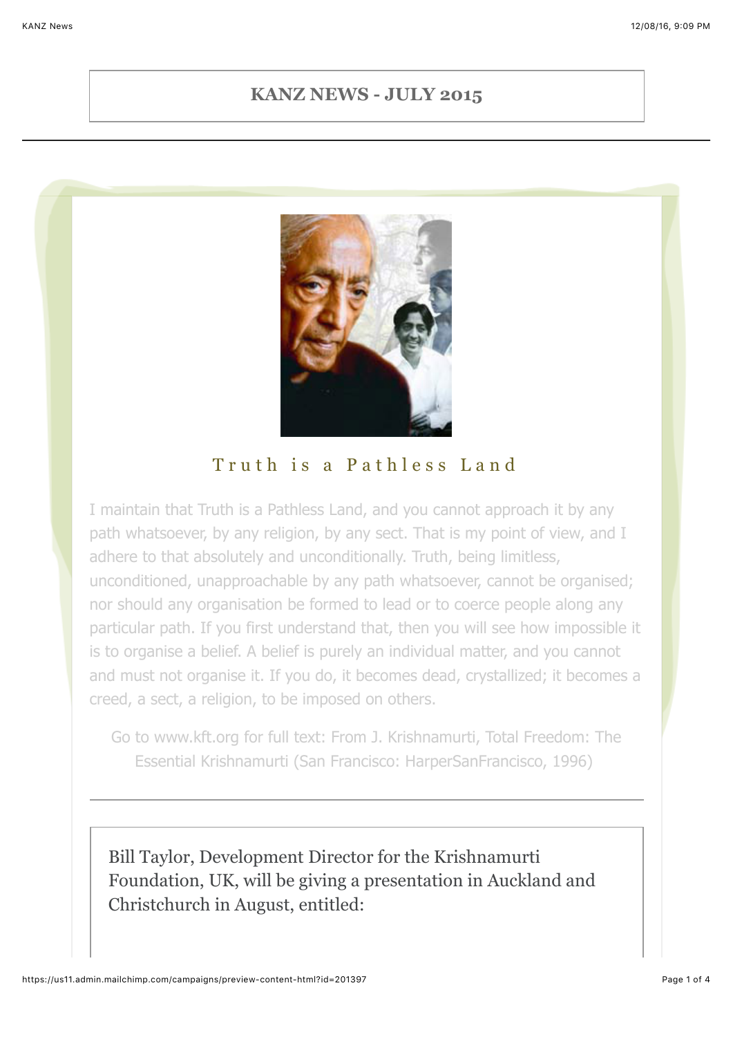# KANZ NEWS - JULY 2015

## Truth is a Pathless Land

I maintain that Truth is a Pathless Land, and you cannot approach it by any path whatsoever, by any religion, by any sect. That is my point of view, and I adhere to that absolutely and unconditionally. Truth, being limitless, unconditioned, unapproachable by any path whatsoever, cannot be organised; nor should any organisation be formed to lead or to coerce people along any particular path. If you first understand that, then you will see how impossible it is to organise a belief. A belief is purely an individual matter, and you cannot and must not organise it. If you do, it becomes dead, crystallized; it becomes a creed, a sect, a religion, to be imposed on others.

Go to www.kft.org for full text: From J. Krishnamurti, Total Freedom: The Essential Krishnamurti (San Francisco: HarperSanFrancisco, 1996)

---

Bill Taylor, Development Director for the Krishnamurti Foundation, UK, will be giving a presentation in Auckland and Christchurch in August, entitled: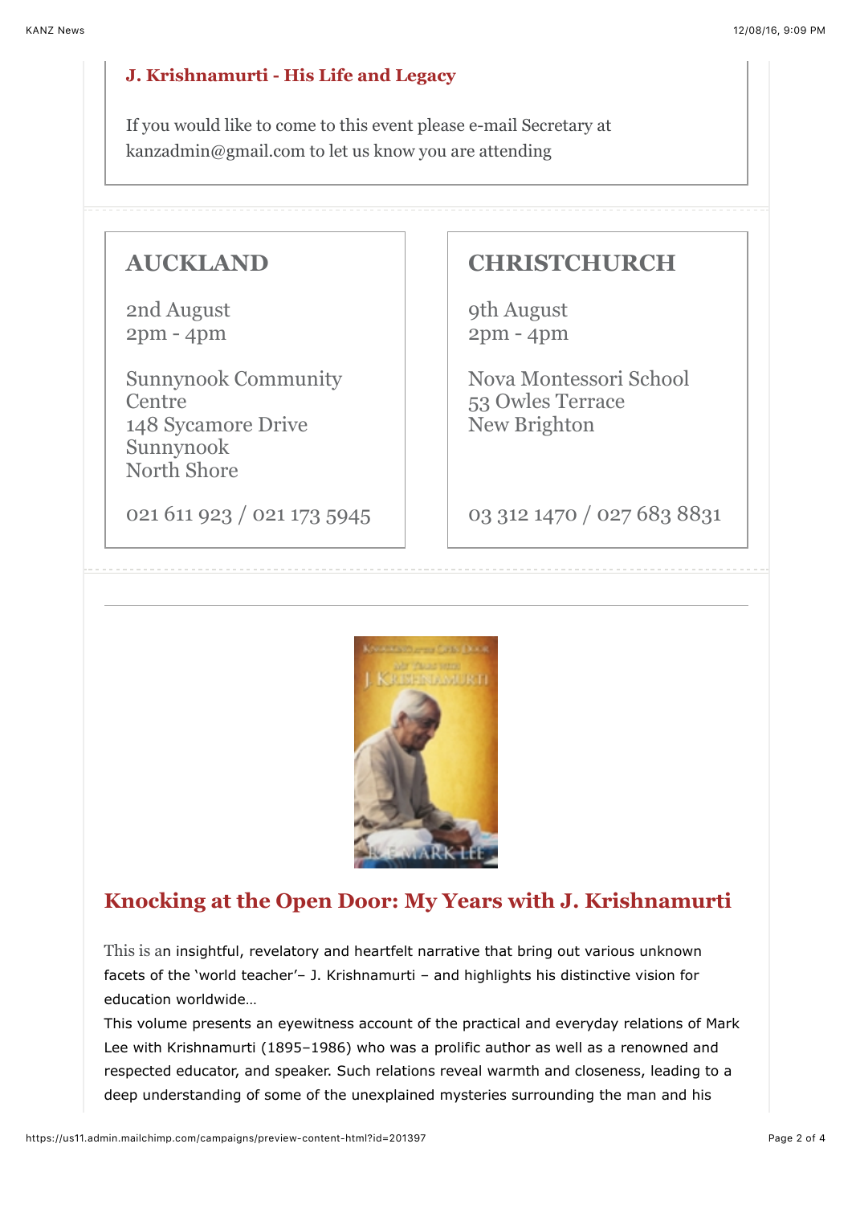### J. Krishnamurti - His Life and Legacy

If you would like to come to this event please e-mail Secretary at kanzadmin@gmail.com to let us know you are attending

## AUCKLAND

2nd August
2pm - 4pm

Sunnynook Community Centre
148 Sycamore Drive
Sunnynook
North Shore

021 611 923 / 021 173 5945

## CHRISTCHURCH

9th August
2pm - 4pm

Nova Montessori School
53 Owles Terrace
New Brighton

03 312 1470 / 027 683 8831

---

## Knocking at the Open Door: My Years with J. Krishnamurti

This is an insightful, revelatory and heartfelt narrative that bring out various unknown facets of the 'world teacher'– J. Krishnamurti – and highlights his distinctive vision for education worldwide…

This volume presents an eyewitness account of the practical and everyday relations of Mark Lee with Krishnamurti (1895–1986) who was a prolific author as well as a renowned and respected educator, and speaker. Such relations reveal warmth and closeness, leading to a deep understanding of some of the unexplained mysteries surrounding the man and his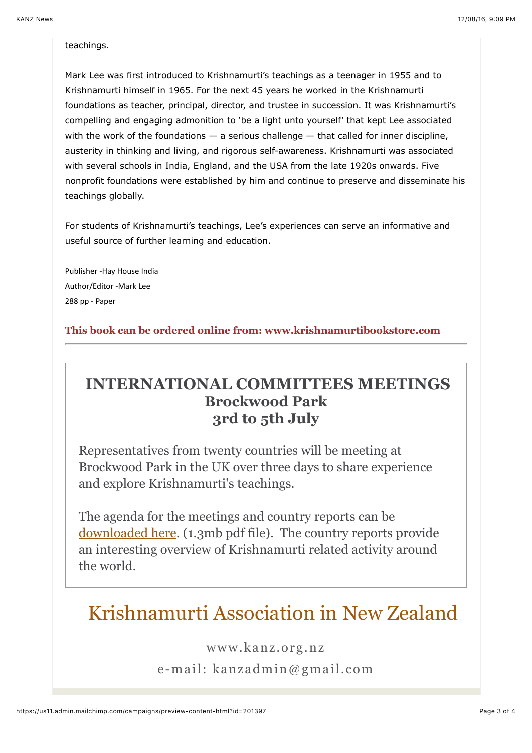teachings.

Mark Lee was first introduced to Krishnamurti's teachings as a teenager in 1955 and to Krishnamurti himself in 1965. For the next 45 years he worked in the Krishnamurti foundations as teacher, principal, director, and trustee in succession. It was Krishnamurti's compelling and engaging admonition to 'be a light unto yourself' that kept Lee associated with the work of the foundations — a serious challenge — that called for inner discipline, austerity in thinking and living, and rigorous self-awareness. Krishnamurti was associated with several schools in India, England, and the USA from the late 1920s onwards. Five nonprofit foundations were established by him and continue to preserve and disseminate his teachings globally.

For students of Krishnamurti's teachings, Lee's experiences can serve an informative and useful source of further learning and education.

Publisher -Hay House India
Author/Editor -Mark Lee
288 pp - Paper

**This book can be ordered online from: www.krishnamurtibookstore.com**

---

## INTERNATIONAL COMMITTEES MEETINGS
### Brockwood Park
### 3rd to 5th July

Representatives from twenty countries will be meeting at Brockwood Park in the UK over three days to share experience and explore Krishnamurti's teachings.

The agenda for the meetings and country reports can be downloaded here. (1.3mb pdf file). The country reports provide an interesting overview of Krishnamurti related activity around the world.

# Krishnamurti Association in New Zealand

www.kanz.org.nz

e-mail: kanzadmin@gmail.com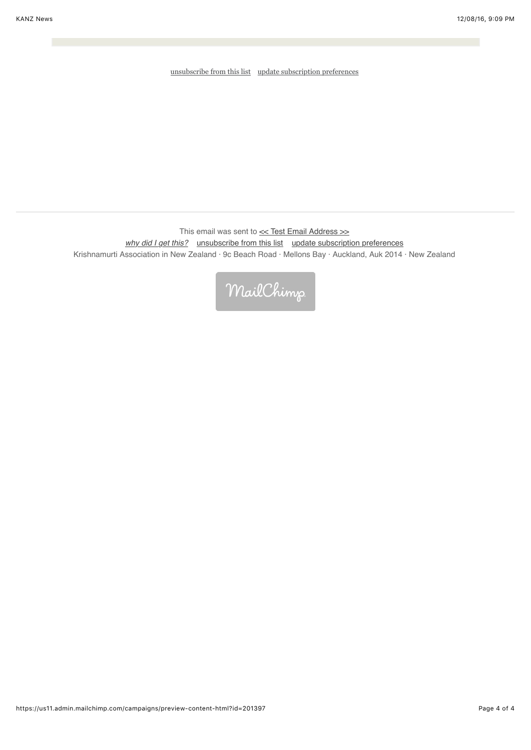unsubscribe from this list    update subscription preferences

---

This email was sent to << Test Email Address >>

*why did I get this?*    unsubscribe from this list    update subscription preferences

Krishnamurti Association in New Zealand · 9c Beach Road · Mellons Bay · Auckland, Auk 2014 · New Zealand

MailChimp